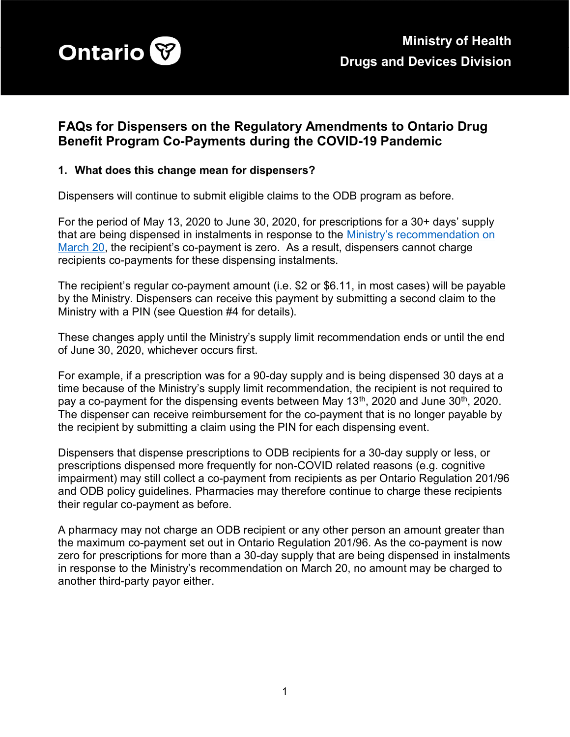Ontario

**Ministry of Health**
**Drugs and Devices Division**

# FAQs for Dispensers on the Regulatory Amendments to Ontario Drug Benefit Program Co-Payments during the COVID-19 Pandemic

### 1. What does this change mean for dispensers?

Dispensers will continue to submit eligible claims to the ODB program as before.

For the period of May 13, 2020 to June 30, 2020, for prescriptions for a 30+ days' supply that are being dispensed in instalments in response to the [Ministry's recommendation on March 20](), the recipient's co-payment is zero. As a result, dispensers cannot charge recipients co-payments for these dispensing instalments.

The recipient's regular co-payment amount (i.e. $2 or $6.11, in most cases) will be payable by the Ministry. Dispensers can receive this payment by submitting a second claim to the Ministry with a PIN (see Question #4 for details).

These changes apply until the Ministry's supply limit recommendation ends or until the end of June 30, 2020, whichever occurs first.

For example, if a prescription was for a 90-day supply and is being dispensed 30 days at a time because of the Ministry's supply limit recommendation, the recipient is not required to pay a co-payment for the dispensing events between May 13th, 2020 and June 30th, 2020. The dispenser can receive reimbursement for the co-payment that is no longer payable by the recipient by submitting a claim using the PIN for each dispensing event.

Dispensers that dispense prescriptions to ODB recipients for a 30-day supply or less, or prescriptions dispensed more frequently for non-COVID related reasons (e.g. cognitive impairment) may still collect a co-payment from recipients as per Ontario Regulation 201/96 and ODB policy guidelines. Pharmacies may therefore continue to charge these recipients their regular co-payment as before.

A pharmacy may not charge an ODB recipient or any other person an amount greater than the maximum co-payment set out in Ontario Regulation 201/96. As the co-payment is now zero for prescriptions for more than a 30-day supply that are being dispensed in instalments in response to the Ministry's recommendation on March 20, no amount may be charged to another third-party payor either.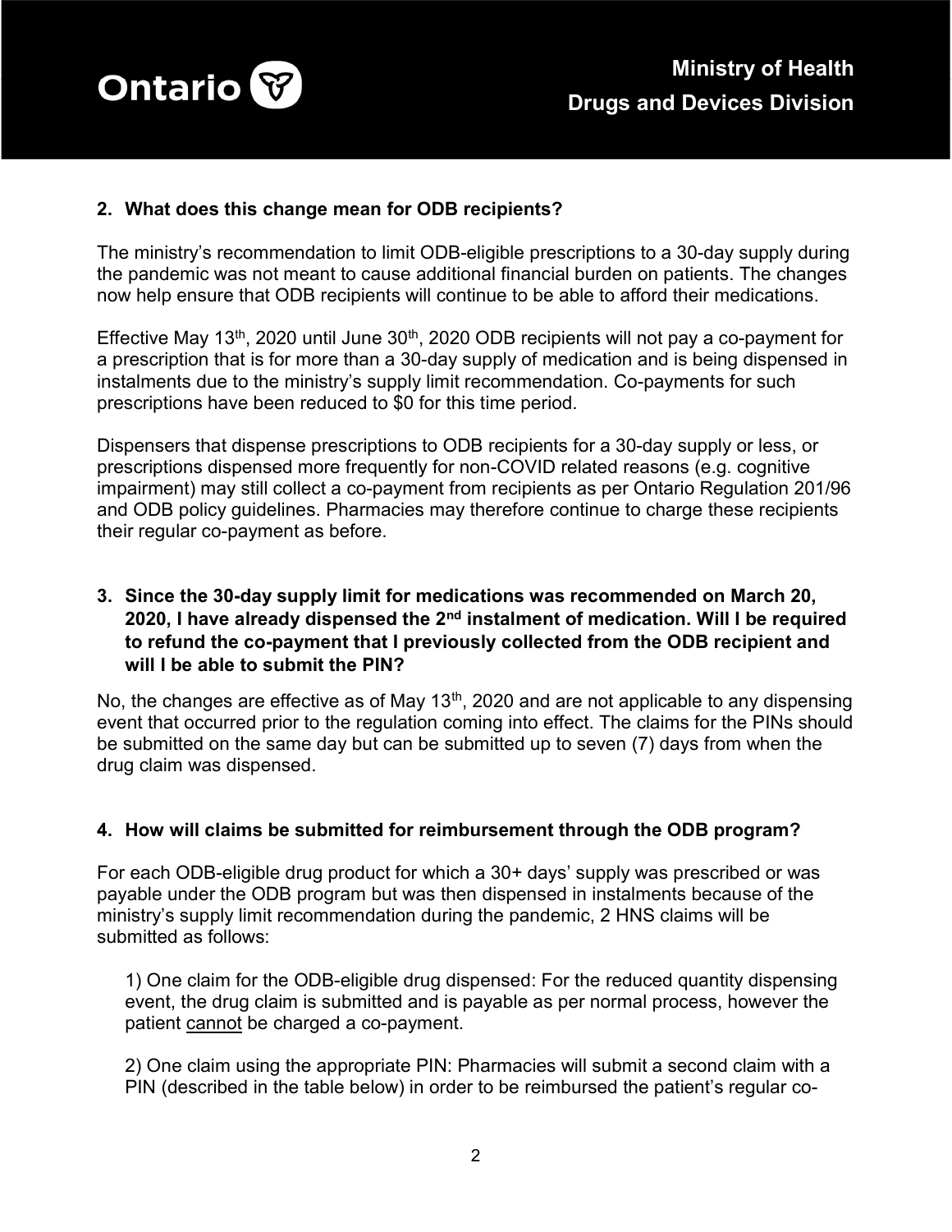**2. What does this change mean for ODB recipients?**

The ministry's recommendation to limit ODB-eligible prescriptions to a 30-day supply during the pandemic was not meant to cause additional financial burden on patients. The changes now help ensure that ODB recipients will continue to be able to afford their medications.

Effective May 13th, 2020 until June 30th, 2020 ODB recipients will not pay a co-payment for a prescription that is for more than a 30-day supply of medication and is being dispensed in instalments due to the ministry's supply limit recommendation. Co-payments for such prescriptions have been reduced to $0 for this time period.

Dispensers that dispense prescriptions to ODB recipients for a 30-day supply or less, or prescriptions dispensed more frequently for non-COVID related reasons (e.g. cognitive impairment) may still collect a co-payment from recipients as per Ontario Regulation 201/96 and ODB policy guidelines. Pharmacies may therefore continue to charge these recipients their regular co-payment as before.

**3. Since the 30-day supply limit for medications was recommended on March 20, 2020, I have already dispensed the 2nd instalment of medication. Will I be required to refund the co-payment that I previously collected from the ODB recipient and will I be able to submit the PIN?**

No, the changes are effective as of May 13th, 2020 and are not applicable to any dispensing event that occurred prior to the regulation coming into effect. The claims for the PINs should be submitted on the same day but can be submitted up to seven (7) days from when the drug claim was dispensed.

**4. How will claims be submitted for reimbursement through the ODB program?**

For each ODB-eligible drug product for which a 30+ days' supply was prescribed or was payable under the ODB program but was then dispensed in instalments because of the ministry's supply limit recommendation during the pandemic, 2 HNS claims will be submitted as follows:

1) One claim for the ODB-eligible drug dispensed: For the reduced quantity dispensing event, the drug claim is submitted and is payable as per normal process, however the patient cannot be charged a co-payment.

2) One claim using the appropriate PIN: Pharmacies will submit a second claim with a PIN (described in the table below) in order to be reimbursed the patient's regular co-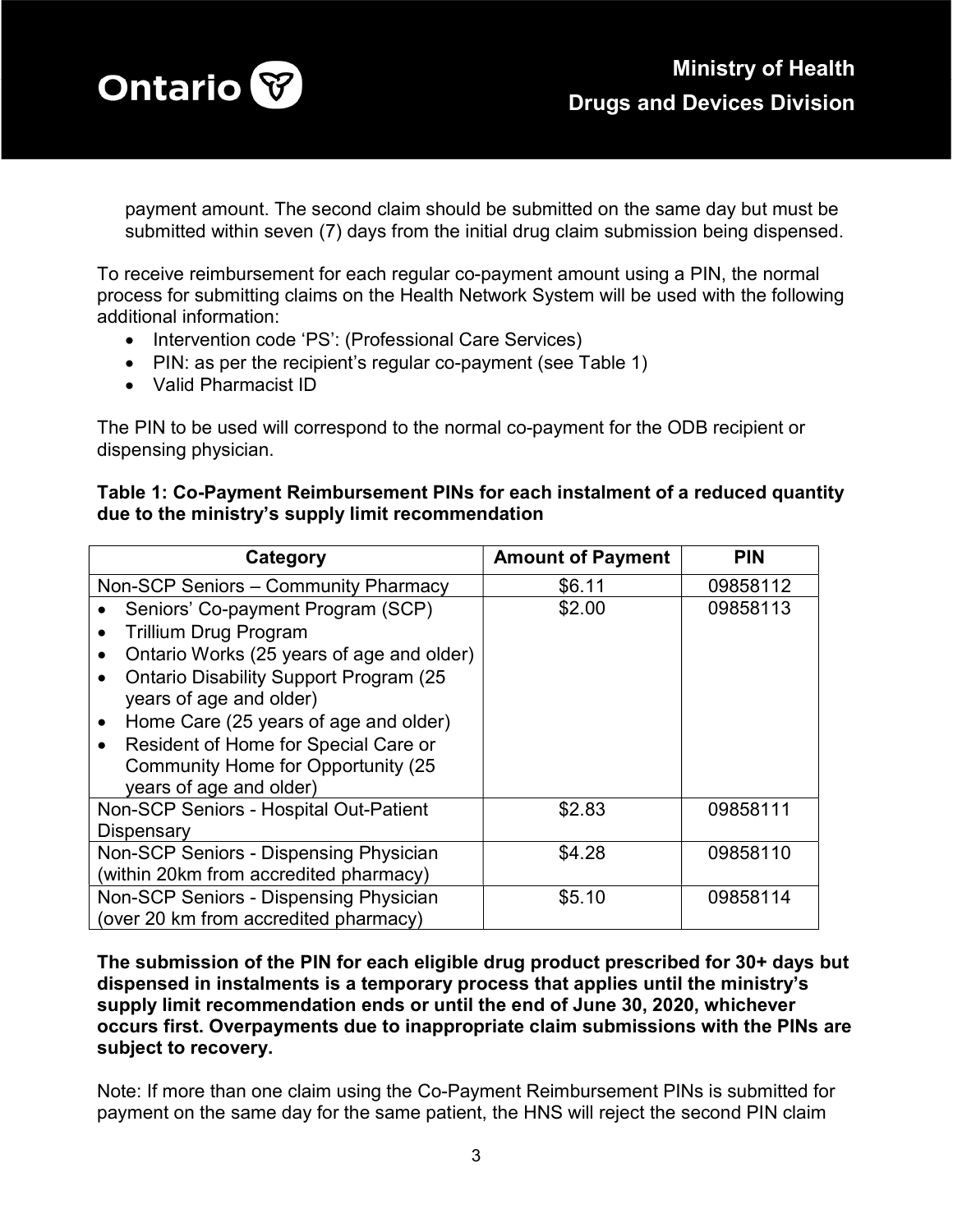payment amount. The second claim should be submitted on the same day but must be submitted within seven (7) days from the initial drug claim submission being dispensed.

To receive reimbursement for each regular co-payment amount using a PIN, the normal process for submitting claims on the Health Network System will be used with the following additional information:

- Intervention code 'PS': (Professional Care Services)
- PIN: as per the recipient's regular co-payment (see Table 1)
- Valid Pharmacist ID

The PIN to be used will correspond to the normal co-payment for the ODB recipient or dispensing physician.

**Table 1: Co-Payment Reimbursement PINs for each instalment of a reduced quantity due to the ministry's supply limit recommendation**

| Category | Amount of Payment | PIN |
|---|---|---|
| Non-SCP Seniors – Community Pharmacy | $6.11 | 09858112 |
| • Seniors' Co-payment Program (SCP)<br>• Trillium Drug Program<br>• Ontario Works (25 years of age and older)<br>• Ontario Disability Support Program (25 years of age and older)<br>• Home Care (25 years of age and older)<br>• Resident of Home for Special Care or Community Home for Opportunity (25 years of age and older) | $2.00 | 09858113 |
| Non-SCP Seniors - Hospital Out-Patient Dispensary | $2.83 | 09858111 |
| Non-SCP Seniors - Dispensing Physician (within 20km from accredited pharmacy) | $4.28 | 09858110 |
| Non-SCP Seniors - Dispensing Physician (over 20 km from accredited pharmacy) | $5.10 | 09858114 |

**The submission of the PIN for each eligible drug product prescribed for 30+ days but dispensed in instalments is a temporary process that applies until the ministry's supply limit recommendation ends or until the end of June 30, 2020, whichever occurs first. Overpayments due to inappropriate claim submissions with the PINs are subject to recovery.**

Note: If more than one claim using the Co-Payment Reimbursement PINs is submitted for payment on the same day for the same patient, the HNS will reject the second PIN claim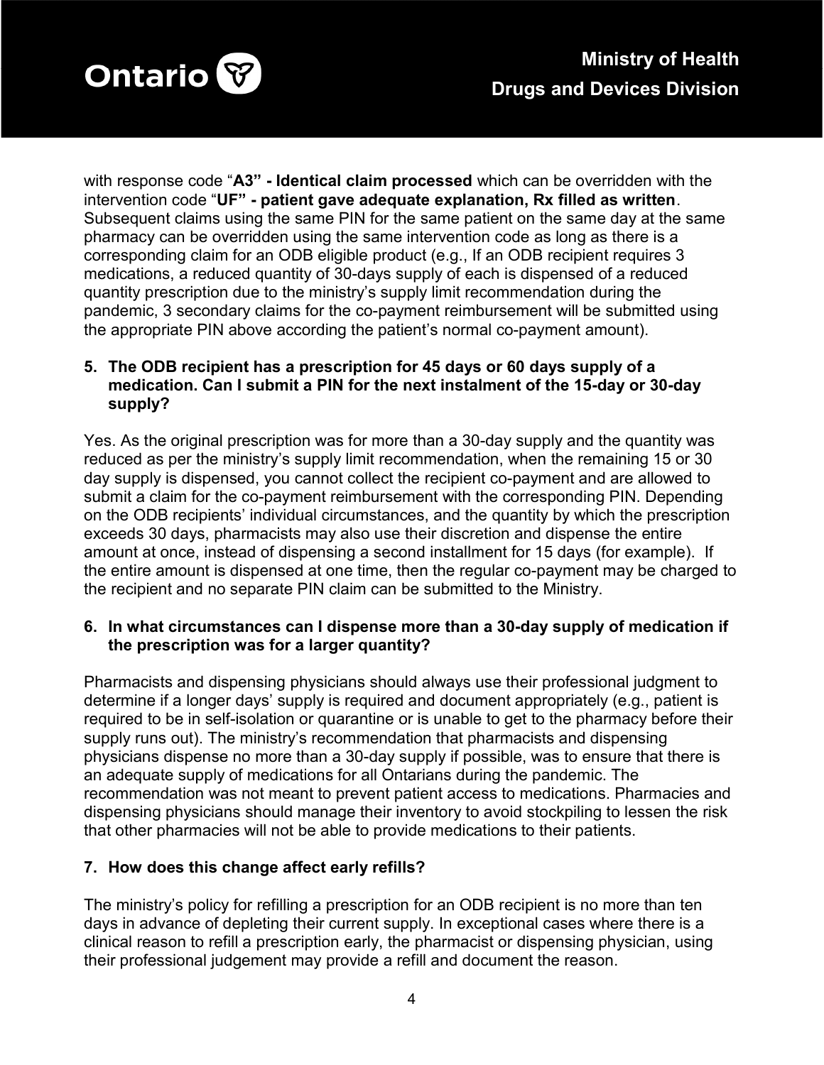with response code "**A3" - Identical claim processed** which can be overridden with the intervention code "**UF" - patient gave adequate explanation, Rx filled as written**. Subsequent claims using the same PIN for the same patient on the same day at the same pharmacy can be overridden using the same intervention code as long as there is a corresponding claim for an ODB eligible product (e.g., If an ODB recipient requires 3 medications, a reduced quantity of 30-days supply of each is dispensed of a reduced quantity prescription due to the ministry's supply limit recommendation during the pandemic, 3 secondary claims for the co-payment reimbursement will be submitted using the appropriate PIN above according the patient's normal co-payment amount).

**5. The ODB recipient has a prescription for 45 days or 60 days supply of a medication. Can I submit a PIN for the next instalment of the 15-day or 30-day supply?**

Yes. As the original prescription was for more than a 30-day supply and the quantity was reduced as per the ministry's supply limit recommendation, when the remaining 15 or 30 day supply is dispensed, you cannot collect the recipient co-payment and are allowed to submit a claim for the co-payment reimbursement with the corresponding PIN. Depending on the ODB recipients' individual circumstances, and the quantity by which the prescription exceeds 30 days, pharmacists may also use their discretion and dispense the entire amount at once, instead of dispensing a second installment for 15 days (for example). If the entire amount is dispensed at one time, then the regular co-payment may be charged to the recipient and no separate PIN claim can be submitted to the Ministry.

**6. In what circumstances can I dispense more than a 30-day supply of medication if the prescription was for a larger quantity?**

Pharmacists and dispensing physicians should always use their professional judgment to determine if a longer days' supply is required and document appropriately (e.g., patient is required to be in self-isolation or quarantine or is unable to get to the pharmacy before their supply runs out). The ministry's recommendation that pharmacists and dispensing physicians dispense no more than a 30-day supply if possible, was to ensure that there is an adequate supply of medications for all Ontarians during the pandemic. The recommendation was not meant to prevent patient access to medications. Pharmacies and dispensing physicians should manage their inventory to avoid stockpiling to lessen the risk that other pharmacies will not be able to provide medications to their patients.

**7. How does this change affect early refills?**

The ministry's policy for refilling a prescription for an ODB recipient is no more than ten days in advance of depleting their current supply. In exceptional cases where there is a clinical reason to refill a prescription early, the pharmacist or dispensing physician, using their professional judgement may provide a refill and document the reason.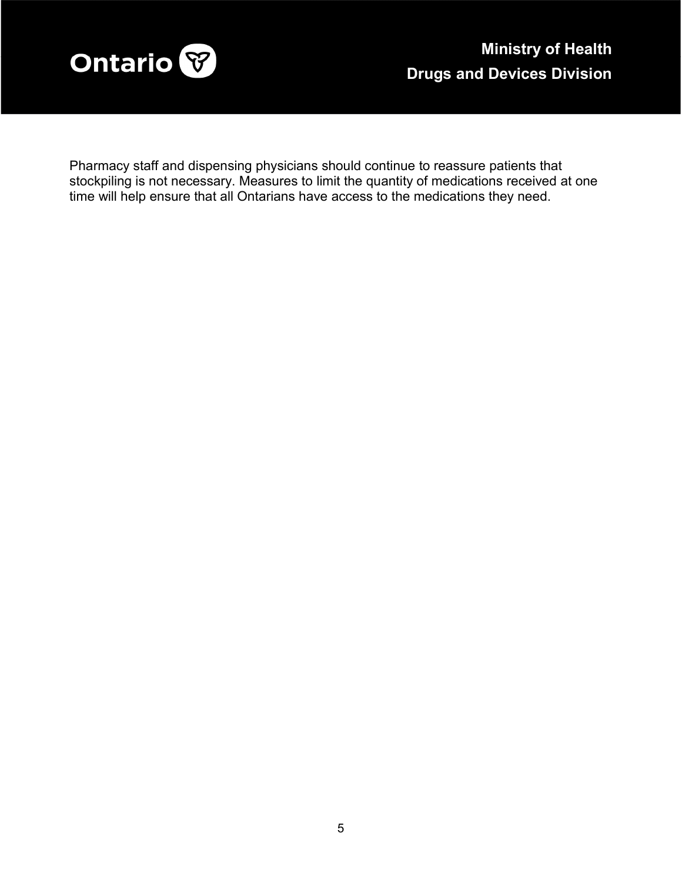Pharmacy staff and dispensing physicians should continue to reassure patients that stockpiling is not necessary. Measures to limit the quantity of medications received at one time will help ensure that all Ontarians have access to the medications they need.